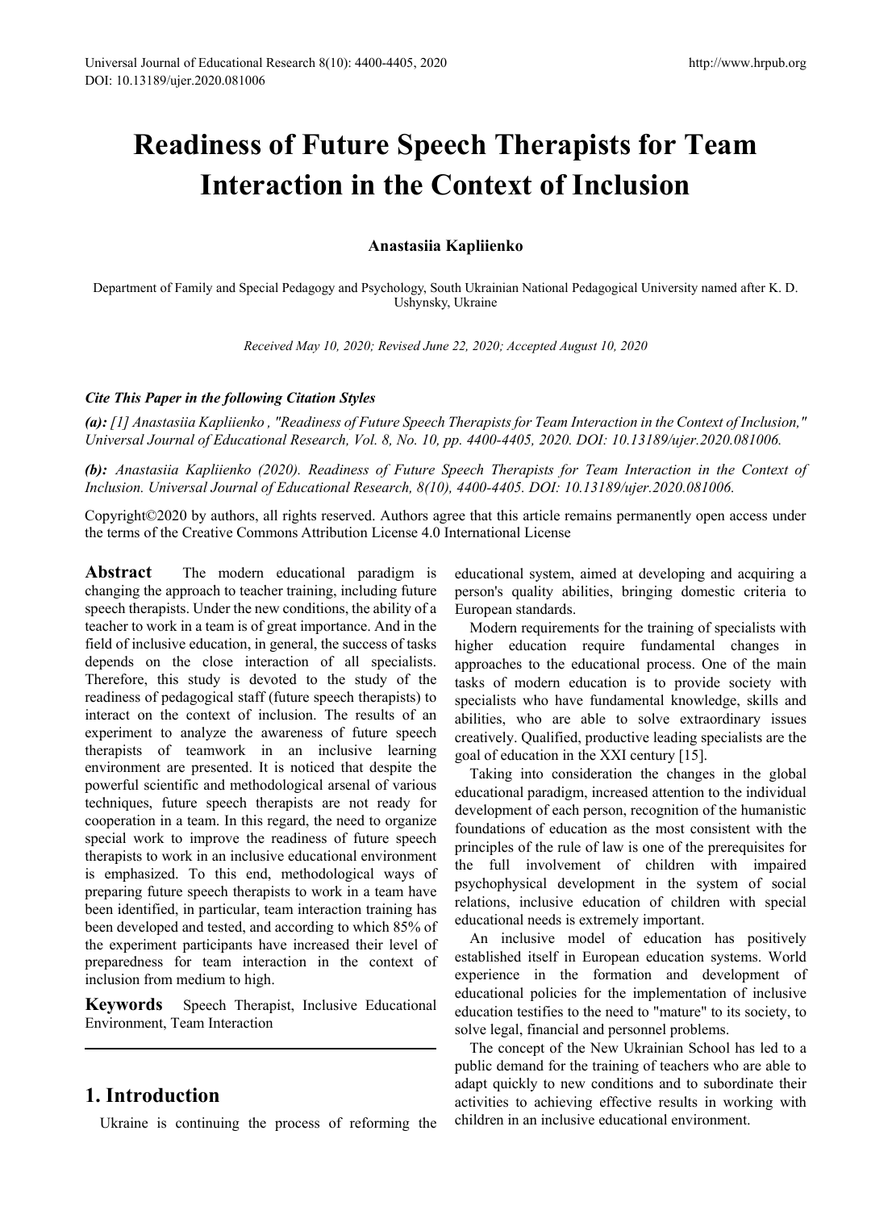# Readiness of Future Speech Therapists for Team Interaction in the Context of Inclusion

**Anastasiia Kapliienko**

Department of Family and Special Pedagogy and Psychology, South Ukrainian National Pedagogical University named after K. D. Ushynsky, Ukraine

*Received May 10, 2020; Revised June 22, 2020; Accepted August 10, 2020*

***Cite This Paper in the following Citation Styles***

***(a):*** *[1] Anastasiia Kapliienko , "Readiness of Future Speech Therapists for Team Interaction in the Context of Inclusion," Universal Journal of Educational Research, Vol. 8, No. 10, pp. 4400-4405, 2020. DOI: 10.13189/ujer.2020.081006.*

***(b):*** *Anastasiia Kapliienko (2020). Readiness of Future Speech Therapists for Team Interaction in the Context of Inclusion. Universal Journal of Educational Research, 8(10), 4400-4405. DOI: 10.13189/ujer.2020.081006.*

Copyright©2020 by authors, all rights reserved. Authors agree that this article remains permanently open access under the terms of the Creative Commons Attribution License 4.0 International License

**Abstract** The modern educational paradigm is changing the approach to teacher training, including future speech therapists. Under the new conditions, the ability of a teacher to work in a team is of great importance. And in the field of inclusive education, in general, the success of tasks depends on the close interaction of all specialists. Therefore, this study is devoted to the study of the readiness of pedagogical staff (future speech therapists) to interact on the context of inclusion. The results of an experiment to analyze the awareness of future speech therapists of teamwork in an inclusive learning environment are presented. It is noticed that despite the powerful scientific and methodological arsenal of various techniques, future speech therapists are not ready for cooperation in a team. In this regard, the need to organize special work to improve the readiness of future speech therapists to work in an inclusive educational environment is emphasized. To this end, methodological ways of preparing future speech therapists to work in a team have been identified, in particular, team interaction training has been developed and tested, and according to which 85% of the experiment participants have increased their level of preparedness for team interaction in the context of inclusion from medium to high.

**Keywords** Speech Therapist, Inclusive Educational Environment, Team Interaction

## 1. Introduction

Ukraine is continuing the process of reforming the educational system, aimed at developing and acquiring a person's quality abilities, bringing domestic criteria to European standards.

Modern requirements for the training of specialists with higher education require fundamental changes in approaches to the educational process. One of the main tasks of modern education is to provide society with specialists who have fundamental knowledge, skills and abilities, who are able to solve extraordinary issues creatively. Qualified, productive leading specialists are the goal of education in the XXI century [15].

Taking into consideration the changes in the global educational paradigm, increased attention to the individual development of each person, recognition of the humanistic foundations of education as the most consistent with the principles of the rule of law is one of the prerequisites for the full involvement of children with impaired psychophysical development in the system of social relations, inclusive education of children with special educational needs is extremely important.

An inclusive model of education has positively established itself in European education systems. World experience in the formation and development of educational policies for the implementation of inclusive education testifies to the need to "mature" to its society, to solve legal, financial and personnel problems.

The concept of the New Ukrainian School has led to a public demand for the training of teachers who are able to adapt quickly to new conditions and to subordinate their activities to achieving effective results in working with children in an inclusive educational environment.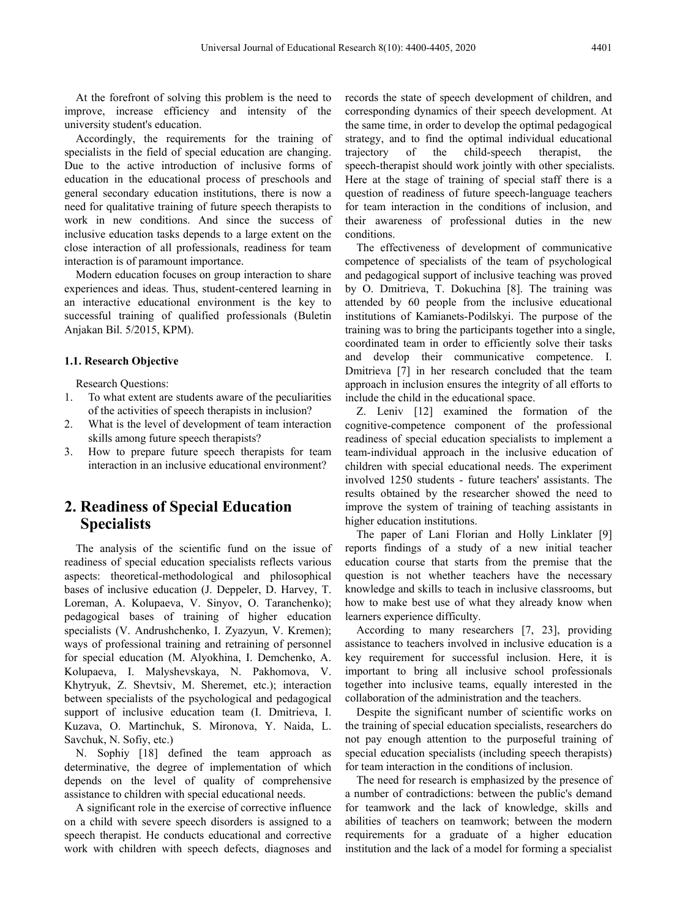At the forefront of solving this problem is the need to improve, increase efficiency and intensity of the university student's education.

Accordingly, the requirements for the training of specialists in the field of special education are changing. Due to the active introduction of inclusive forms of education in the educational process of preschools and general secondary education institutions, there is now a need for qualitative training of future speech therapists to work in new conditions. And since the success of inclusive education tasks depends to a large extent on the close interaction of all professionals, readiness for team interaction is of paramount importance.

Modern education focuses on group interaction to share experiences and ideas. Thus, student-centered learning in an interactive educational environment is the key to successful training of qualified professionals (Buletin Anjakan Bil. 5/2015, KPM).

### 1.1. Research Objective

Research Questions:

1. To what extent are students aware of the peculiarities of the activities of speech therapists in inclusion?
2. What is the level of development of team interaction skills among future speech therapists?
3. How to prepare future speech therapists for team interaction in an inclusive educational environment?

## 2. Readiness of Special Education Specialists

The analysis of the scientific fund on the issue of readiness of special education specialists reflects various aspects: theoretical-methodological and philosophical bases of inclusive education (J. Deppeler, D. Harvey, T. Loreman, A. Kolupaeva, V. Sinyov, O. Taranchenko); pedagogical bases of training of higher education specialists (V. Andrushchenko, I. Zyazyun, V. Kremen); ways of professional training and retraining of personnel for special education (M. Alyokhina, I. Demchenko, A. Kolupaeva, I. Malyshevskaya, N. Pakhomova, V. Khytryuk, Z. Shevtsiv, M. Sheremet, etc.); interaction between specialists of the psychological and pedagogical support of inclusive education team (I. Dmitrieva, I. Kuzava, O. Martinchuk, S. Mironova, Y. Naida, L. Savchuk, N. Sofiy, etc.)

N. Sophiy [18] defined the team approach as determinative, the degree of implementation of which depends on the level of quality of comprehensive assistance to children with special educational needs.

A significant role in the exercise of corrective influence on a child with severe speech disorders is assigned to a speech therapist. He conducts educational and corrective work with children with speech defects, diagnoses and records the state of speech development of children, and corresponding dynamics of their speech development. At the same time, in order to develop the optimal pedagogical strategy, and to find the optimal individual educational trajectory of the child-speech therapist, the speech-therapist should work jointly with other specialists. Here at the stage of training of special staff there is a question of readiness of future speech-language teachers for team interaction in the conditions of inclusion, and their awareness of professional duties in the new conditions.

The effectiveness of development of communicative competence of specialists of the team of psychological and pedagogical support of inclusive teaching was proved by O. Dmitrieva, T. Dokuchina [8]. The training was attended by 60 people from the inclusive educational institutions of Kamianets-Podilskyi. The purpose of the training was to bring the participants together into a single, coordinated team in order to efficiently solve their tasks and develop their communicative competence. I. Dmitrieva [7] in her research concluded that the team approach in inclusion ensures the integrity of all efforts to include the child in the educational space.

Z. Leniv [12] examined the formation of the cognitive-competence component of the professional readiness of special education specialists to implement a team-individual approach in the inclusive education of children with special educational needs. The experiment involved 1250 students - future teachers' assistants. The results obtained by the researcher showed the need to improve the system of training of teaching assistants in higher education institutions.

The paper of Lani Florian and Holly Linklater [9] reports findings of a study of a new initial teacher education course that starts from the premise that the question is not whether teachers have the necessary knowledge and skills to teach in inclusive classrooms, but how to make best use of what they already know when learners experience difficulty.

According to many researchers [7, 23], providing assistance to teachers involved in inclusive education is a key requirement for successful inclusion. Here, it is important to bring all inclusive school professionals together into inclusive teams, equally interested in the collaboration of the administration and the teachers.

Despite the significant number of scientific works on the training of special education specialists, researchers do not pay enough attention to the purposeful training of special education specialists (including speech therapists) for team interaction in the conditions of inclusion.

The need for research is emphasized by the presence of a number of contradictions: between the public's demand for teamwork and the lack of knowledge, skills and abilities of teachers on teamwork; between the modern requirements for a graduate of a higher education institution and the lack of a model for forming a specialist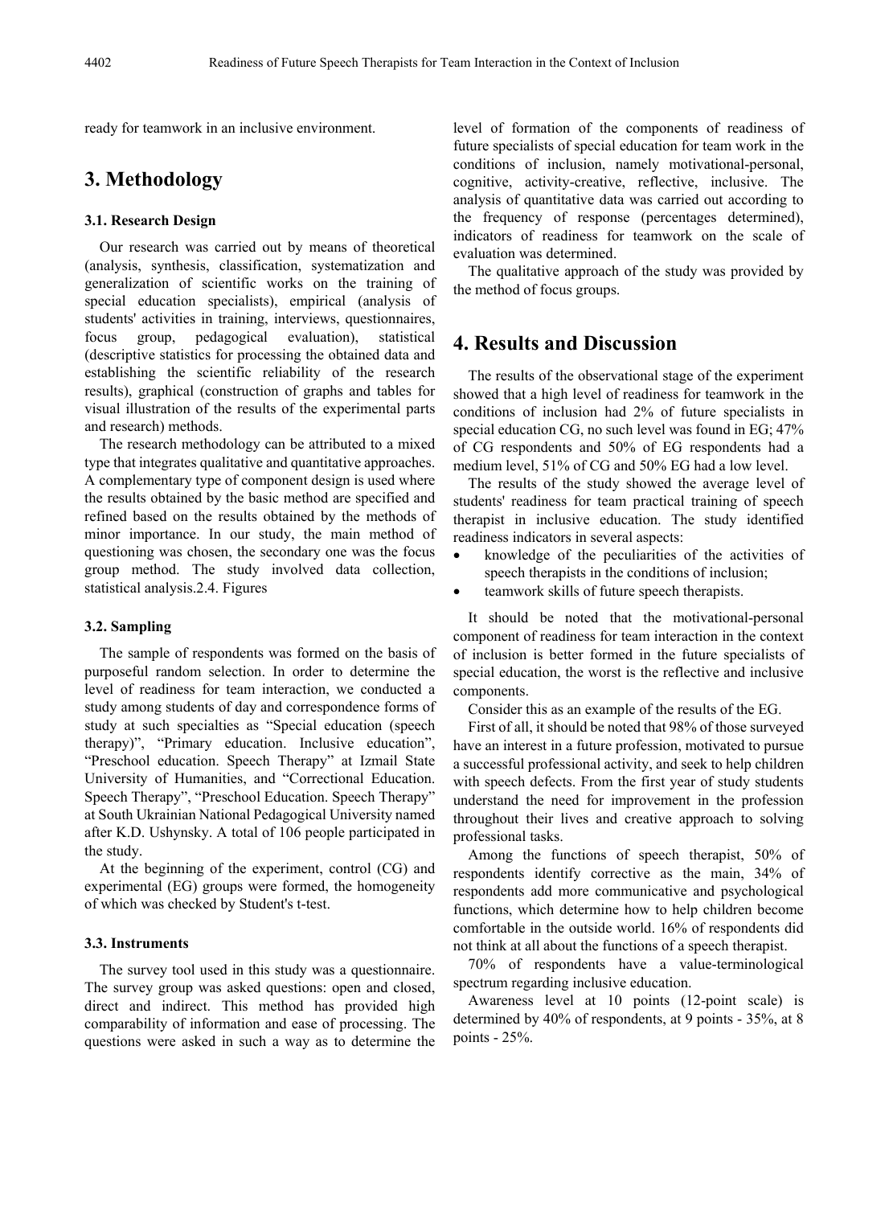ready for teamwork in an inclusive environment.

# 3. Methodology

### 3.1. Research Design

Our research was carried out by means of theoretical (analysis, synthesis, classification, systematization and generalization of scientific works on the training of special education specialists), empirical (analysis of students' activities in training, interviews, questionnaires, focus group, pedagogical evaluation), statistical (descriptive statistics for processing the obtained data and establishing the scientific reliability of the research results), graphical (construction of graphs and tables for visual illustration of the results of the experimental parts and research) methods.

The research methodology can be attributed to a mixed type that integrates qualitative and quantitative approaches. A complementary type of component design is used where the results obtained by the basic method are specified and refined based on the results obtained by the methods of minor importance. In our study, the main method of questioning was chosen, the secondary one was the focus group method. The study involved data collection, statistical analysis.2.4. Figures

### 3.2. Sampling

The sample of respondents was formed on the basis of purposeful random selection. In order to determine the level of readiness for team interaction, we conducted a study among students of day and correspondence forms of study at such specialties as "Special education (speech therapy)", "Primary education. Inclusive education", "Preschool education. Speech Therapy" at Izmail State University of Humanities, and "Correctional Education. Speech Therapy", "Preschool Education. Speech Therapy" at South Ukrainian National Pedagogical University named after K.D. Ushynsky. A total of 106 people participated in the study.

At the beginning of the experiment, control (CG) and experimental (EG) groups were formed, the homogeneity of which was checked by Student's t-test.

### 3.3. Instruments

The survey tool used in this study was a questionnaire. The survey group was asked questions: open and closed, direct and indirect. This method has provided high comparability of information and ease of processing. The questions were asked in such a way as to determine the level of formation of the components of readiness of future specialists of special education for team work in the conditions of inclusion, namely motivational-personal, cognitive, activity-creative, reflective, inclusive. The analysis of quantitative data was carried out according to the frequency of response (percentages determined), indicators of readiness for teamwork on the scale of evaluation was determined.

The qualitative approach of the study was provided by the method of focus groups.

# 4. Results and Discussion

The results of the observational stage of the experiment showed that a high level of readiness for teamwork in the conditions of inclusion had 2% of future specialists in special education CG, no such level was found in EG; 47% of CG respondents and 50% of EG respondents had a medium level, 51% of CG and 50% EG had a low level.

The results of the study showed the average level of students' readiness for team practical training of speech therapist in inclusive education. The study identified readiness indicators in several aspects:

- knowledge of the peculiarities of the activities of speech therapists in the conditions of inclusion;
- teamwork skills of future speech therapists.

It should be noted that the motivational-personal component of readiness for team interaction in the context of inclusion is better formed in the future specialists of special education, the worst is the reflective and inclusive components.

Consider this as an example of the results of the EG.

First of all, it should be noted that 98% of those surveyed have an interest in a future profession, motivated to pursue a successful professional activity, and seek to help children with speech defects. From the first year of study students understand the need for improvement in the profession throughout their lives and creative approach to solving professional tasks.

Among the functions of speech therapist, 50% of respondents identify corrective as the main, 34% of respondents add more communicative and psychological functions, which determine how to help children become comfortable in the outside world. 16% of respondents did not think at all about the functions of a speech therapist.

70% of respondents have a value-terminological spectrum regarding inclusive education.

Awareness level at 10 points (12-point scale) is determined by 40% of respondents, at 9 points - 35%, at 8 points - 25%.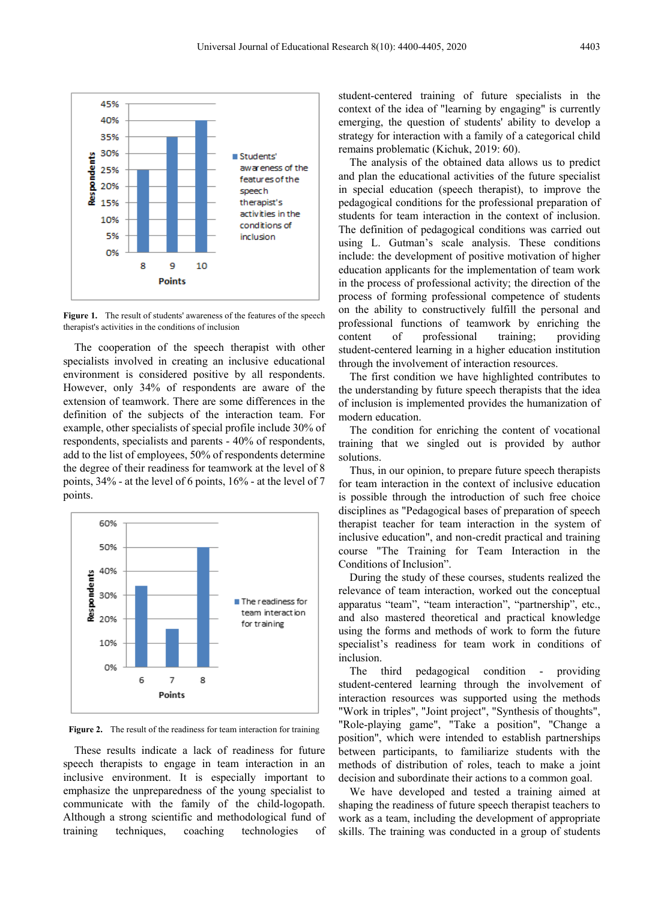**Figure 1.** The result of students' awareness of the features of the speech therapist's activities in the conditions of inclusion

The cooperation of the speech therapist with other specialists involved in creating an inclusive educational environment is considered positive by all respondents. However, only 34% of respondents are aware of the extension of teamwork. There are some differences in the definition of the subjects of the interaction team. For example, other specialists of special profile include 30% of respondents, specialists and parents - 40% of respondents, add to the list of employees, 50% of respondents determine the degree of their readiness for teamwork at the level of 8 points, 34% - at the level of 6 points, 16% - at the level of 7 points.

**Figure 2.** The result of the readiness for team interaction for training

These results indicate a lack of readiness for future speech therapists to engage in team interaction in an inclusive environment. It is especially important to emphasize the unpreparedness of the young specialist to communicate with the family of the child-logopath. Although a strong scientific and methodological fund of training techniques, coaching technologies of student-centered training of future specialists in the context of the idea of "learning by engaging" is currently emerging, the question of students' ability to develop a strategy for interaction with a family of a categorical child remains problematic (Kichuk, 2019: 60).

The analysis of the obtained data allows us to predict and plan the educational activities of the future specialist in special education (speech therapist), to improve the pedagogical conditions for the professional preparation of students for team interaction in the context of inclusion. The definition of pedagogical conditions was carried out using L. Gutman's scale analysis. These conditions include: the development of positive motivation of higher education applicants for the implementation of team work in the process of professional activity; the direction of the process of forming professional competence of students on the ability to constructively fulfill the personal and professional functions of teamwork by enriching the content of professional training; providing student-centered learning in a higher education institution through the involvement of interaction resources.

The first condition we have highlighted contributes to the understanding by future speech therapists that the idea of inclusion is implemented provides the humanization of modern education.

The condition for enriching the content of vocational training that we singled out is provided by author solutions.

Thus, in our opinion, to prepare future speech therapists for team interaction in the context of inclusive education is possible through the introduction of such free choice disciplines as "Pedagogical bases of preparation of speech therapist teacher for team interaction in the system of inclusive education", and non-credit practical and training course "The Training for Team Interaction in the Conditions of Inclusion".

During the study of these courses, students realized the relevance of team interaction, worked out the conceptual apparatus "team", "team interaction", "partnership", etc., and also mastered theoretical and practical knowledge using the forms and methods of work to form the future specialist's readiness for team work in conditions of inclusion.

The third pedagogical condition - providing student-centered learning through the involvement of interaction resources was supported using the methods "Work in triples", "Joint project", "Synthesis of thoughts", "Role-playing game", "Take a position", "Change a position", which were intended to establish partnerships between participants, to familiarize students with the methods of distribution of roles, teach to make a joint decision and subordinate their actions to a common goal.

We have developed and tested a training aimed at shaping the readiness of future speech therapist teachers to work as a team, including the development of appropriate skills. The training was conducted in a group of students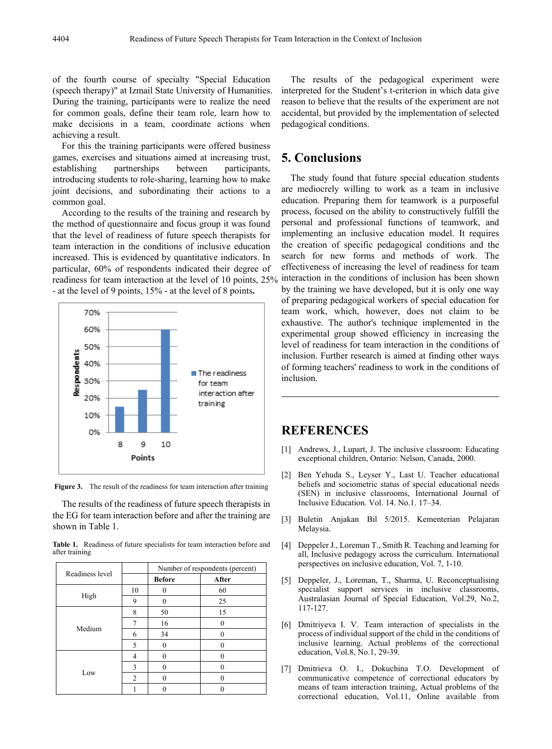of the fourth course of specialty "Special Education (speech therapy)" at Izmail State University of Humanities. During the training, participants were to realize the need for common goals, define their team role, learn how to make decisions in a team, coordinate actions when achieving a result.

For this the training participants were offered business games, exercises and situations aimed at increasing trust, establishing partnerships between participants, introducing students to role-sharing, learning how to make joint decisions, and subordinating their actions to a common goal.

According to the results of the training and research by the method of questionnaire and focus group it was found that the level of readiness of future speech therapists for team interaction in the conditions of inclusive education increased. This is evidenced by quantitative indicators. In particular, 60% of respondents indicated their degree of readiness for team interaction at the level of 10 points, 25% - at the level of 9 points, 15% - at the level of 8 points**.**

**Figure 3.** The result of the readiness for team interaction after training

The results of the readiness of future speech therapists in the EG for team interaction before and after the training are shown in Table 1.

**Table 1.** Readiness of future specialists for team interaction before and after training

| Readiness level | | Number of respondents (percent) | |
|---|---|---|---|
| | | Before | After |
| High | 10 | 0 | 60 |
| | 9 | 0 | 25 |
| Medium | 8 | 50 | 15 |
| | 7 | 16 | 0 |
| | 6 | 34 | 0 |
| | 5 | 0 | 0 |
| Low | 4 | 0 | 0 |
| | 3 | 0 | 0 |
| | 2 | 0 | 0 |
| | 1 | 0 | 0 |

The results of the pedagogical experiment were interpreted for the Student's t-criterion in which data give reason to believe that the results of the experiment are not accidental, but provided by the implementation of selected pedagogical conditions.

## 5. Conclusions

The study found that future special education students are mediocrely willing to work as a team in inclusive education. Preparing them for teamwork is a purposeful process, focused on the ability to constructively fulfill the personal and professional functions of teamwork, and implementing an inclusive education model. It requires the creation of specific pedagogical conditions and the search for new forms and methods of work. The effectiveness of increasing the level of readiness for team interaction in the conditions of inclusion has been shown by the training we have developed, but it is only one way of preparing pedagogical workers of special education for team work, which, however, does not claim to be exhaustive. The author's technique implemented in the experimental group showed efficiency in increasing the level of readiness for team interaction in the conditions of inclusion. Further research is aimed at finding other ways of forming teachers' readiness to work in the conditions of inclusion.

## REFERENCES

[1] Andrews, J., Lupart, J. The inclusive classroom: Educating exceptional children, Ontario: Nelson, Canada, 2000.

[2] Ben Yehuda S., Leyser Y., Last U. Teacher educational beliefs and sociometric status of special educational needs (SEN) in inclusive classrooms, International Journal of Inclusive Education. Vol. 14. No.1. 17–34.

[3] Buletin Anjakan Bil 5/2015. Kementerian Pelajaran Melysia.

[4] Deppeler J., Loreman T., Smith R. Teaching and learning for all, Inclusive pedagogy across the curriculum. International perspectives on inclusive education, Vol. 7, 1-10.

[5] Deppeler, J., Loreman, T., Sharma, U. Reconceptualising specialist support services in inclusive classrooms, Australasian Journal of Special Education, Vol.29, No.2, 117-127.

[6] Dmitriyeva I. V. Team interaction of specialists in the process of individual support of the child in the conditions of inclusive learning. Actual problems of the correctional education, Vol.8, No.1, 29-39.

[7] Dmitrieva O. I., Dokuchina T.O. Development of communicative competence of correctional educators by means of team interaction training, Actual problems of the correctional education, Vol.11, Online available from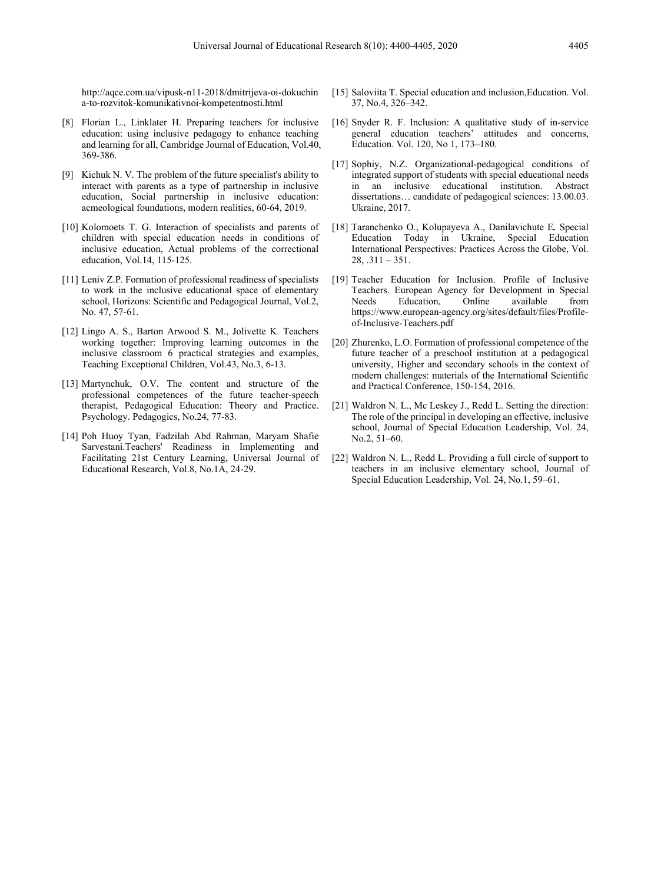http://aqce.com.ua/vipusk-n11-2018/dmitrijeva-oi-dokuchina-to-rozvitok-komunikativnoi-kompetentnosti.html

[8] Florian L., Linklater H. Preparing teachers for inclusive education: using inclusive pedagogy to enhance teaching and learning for all, Cambridge Journal of Education, Vol.40, 369-386.

[9] Kichuk N. V. The problem of the future specialist's ability to interact with parents as a type of partnership in inclusive education, Social partnership in inclusive education: acmeological foundations, modern realities, 60-64, 2019.

[10] Kolomoets T. G. Interaction of specialists and parents of children with special education needs in conditions of inclusive education, Actual problems of the correctional education, Vol.14, 115-125.

[11] Leniv Z.P. Formation of professional readiness of specialists to work in the inclusive educational space of elementary school, Horizons: Scientific and Pedagogical Journal, Vol.2, No. 47, 57-61.

[12] Lingo A. S., Barton Arwood S. M., Jolivette K. Teachers working together: Improving learning outcomes in the inclusive classroom 6 practical strategies and examples, Teaching Exceptional Children, Vol.43, No.3, 6-13.

[13] Martynchuk, O.V. The content and structure of the professional competences of the future teacher-speech therapist, Pedagogical Education: Theory and Practice. Psychology. Pedagogics, No.24, 77-83.

[14] Poh Huoy Tyan, Fadzilah Abd Rahman, Maryam Shafie Sarvestani.Teachers' Readiness in Implementing and Facilitating 21st Century Learning, Universal Journal of Educational Research, Vol.8, No.1A, 24-29.

[15] Saloviita T. Special education and inclusion,Education. Vol. 37, No.4, 326–342.

[16] Snyder R. F. Inclusion: A qualitative study of in-service general education teachers' attitudes and concerns, Education. Vol. 120, No 1, 173–180.

[17] Sophiy, N.Z. Organizational-pedagogical conditions of integrated support of students with special educational needs in an inclusive educational institution. Abstract dissertations… candidate of pedagogical sciences: 13.00.03. Ukraine, 2017.

[18] Taranchenko O., Kolupayeva A., Danilavichute E**.** Special Education Today in Ukraine, Special Education International Perspectives: Practices Across the Globe, Vol. 28, .311 – 351.

[19] Teacher Education for Inclusion. Profile of Inclusive Teachers. European Agency for Development in Special Needs Education, Online available from https://www.european-agency.org/sites/default/files/Profile-of-Inclusive-Teachers.pdf

[20] Zhurenko, L.O. Formation of professional competence of the future teacher of a preschool institution at a pedagogical university, Higher and secondary schools in the context of modern challenges: materials of the International Scientific and Practical Conference, 150-154, 2016.

[21] Waldron N. L., Mc Leskey J., Redd L. Setting the direction: The role of the principal in developing an effective, inclusive school, Journal of Special Education Leadership, Vol. 24, No.2, 51–60.

[22] Waldron N. L., Redd L. Providing a full circle of support to teachers in an inclusive elementary school, Journal of Special Education Leadership, Vol. 24, No.1, 59–61.